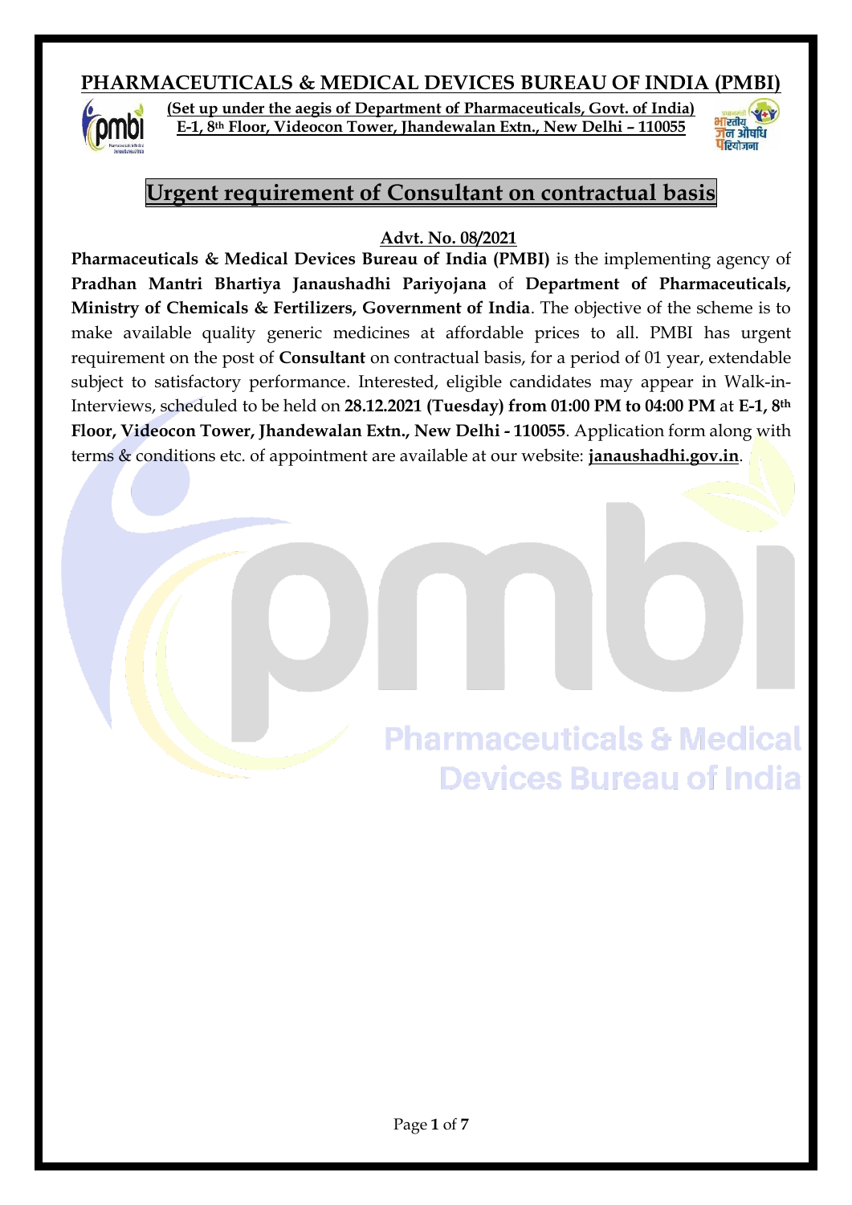# PHARMACEUTICALS & MEDICAL DEVICES BUREAU OF INDIA (PMBI)

**(Set up under the aegis of Department of Pharmaceuticals, Govt. of India)**
**E-1, 8th Floor, Videocon Tower, Jhandewalan Extn., New Delhi – 110055**

## Urgent requirement of Consultant on contractual basis

**Advt. No. 08/2021**

**Pharmaceuticals & Medical Devices Bureau of India (PMBI)** is the implementing agency of **Pradhan Mantri Bhartiya Janaushadhi Pariyojana** of **Department of Pharmaceuticals, Ministry of Chemicals & Fertilizers, Government of India**. The objective of the scheme is to make available quality generic medicines at affordable prices to all. PMBI has urgent requirement on the post of **Consultant** on contractual basis, for a period of 01 year, extendable subject to satisfactory performance. Interested, eligible candidates may appear in Walk-in-Interviews, scheduled to be held on **28.12.2021 (Tuesday) from 01:00 PM to 04:00 PM** at **E-1, 8th Floor, Videocon Tower, Jhandewalan Extn., New Delhi - 110055**. Application form along with terms & conditions etc. of appointment are available at our website: **janaushadhi.gov.in**.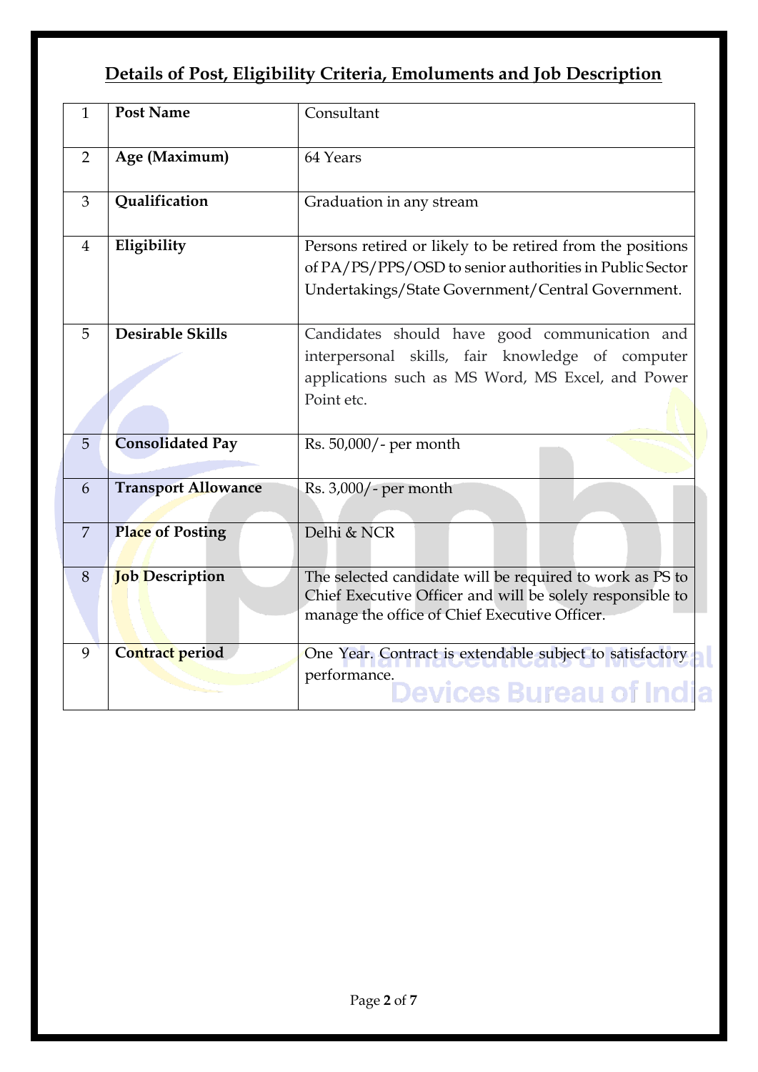## Details of Post, Eligibility Criteria, Emoluments and Job Description

| | | |
|---|---|---|
| 1 | **Post Name** | Consultant |
| 2 | **Age (Maximum)** | 64 Years |
| 3 | **Qualification** | Graduation in any stream |
| 4 | **Eligibility** | Persons retired or likely to be retired from the positions of PA/PS/PPS/OSD to senior authorities in Public Sector Undertakings/State Government/Central Government. |
| 5 | **Desirable Skills** | Candidates should have good communication and interpersonal skills, fair knowledge of computer applications such as MS Word, MS Excel, and Power Point etc. |
| 5 | **Consolidated Pay** | Rs. 50,000/- per month |
| 6 | **Transport Allowance** | Rs. 3,000/- per month |
| 7 | **Place of Posting** | Delhi & NCR |
| 8 | **Job Description** | The selected candidate will be required to work as PS to Chief Executive Officer and will be solely responsible to manage the office of Chief Executive Officer. |
| 9 | **Contract period** | One Year. Contract is extendable subject to satisfactory performance. |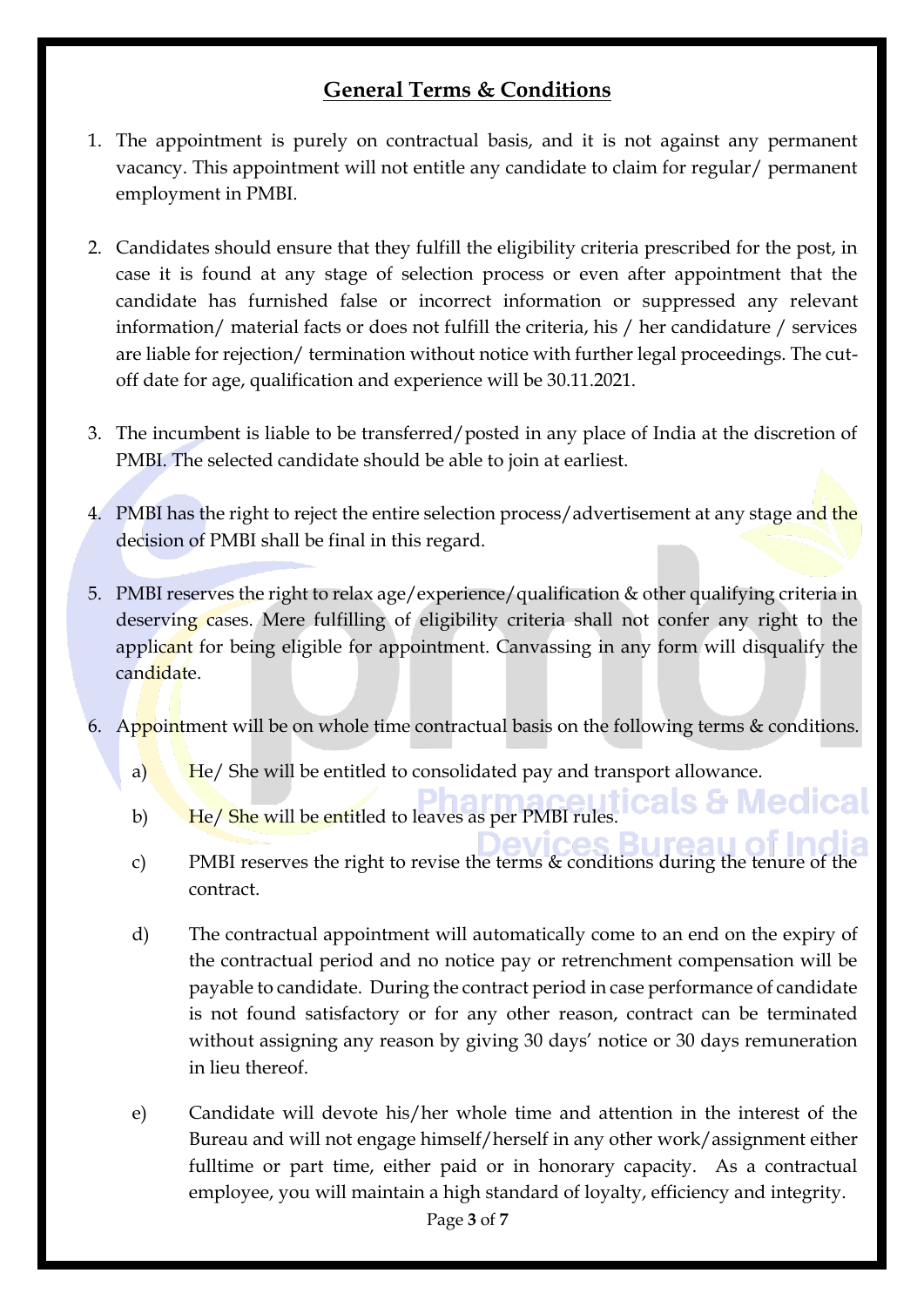## General Terms & Conditions

1. The appointment is purely on contractual basis, and it is not against any permanent vacancy. This appointment will not entitle any candidate to claim for regular/ permanent employment in PMBI.

2. Candidates should ensure that they fulfill the eligibility criteria prescribed for the post, in case it is found at any stage of selection process or even after appointment that the candidate has furnished false or incorrect information or suppressed any relevant information/ material facts or does not fulfill the criteria, his / her candidature / services are liable for rejection/ termination without notice with further legal proceedings. The cut-off date for age, qualification and experience will be 30.11.2021.

3. The incumbent is liable to be transferred/posted in any place of India at the discretion of PMBI. The selected candidate should be able to join at earliest.

4. PMBI has the right to reject the entire selection process/advertisement at any stage and the decision of PMBI shall be final in this regard.

5. PMBI reserves the right to relax age/experience/qualification & other qualifying criteria in deserving cases. Mere fulfilling of eligibility criteria shall not confer any right to the applicant for being eligible for appointment. Canvassing in any form will disqualify the candidate.

6. Appointment will be on whole time contractual basis on the following terms & conditions.

   a) He/ She will be entitled to consolidated pay and transport allowance.

   b) He/ She will be entitled to leaves as per PMBI rules.

   c) PMBI reserves the right to revise the terms & conditions during the tenure of the contract.

   d) The contractual appointment will automatically come to an end on the expiry of the contractual period and no notice pay or retrenchment compensation will be payable to candidate. During the contract period in case performance of candidate is not found satisfactory or for any other reason, contract can be terminated without assigning any reason by giving 30 days' notice or 30 days remuneration in lieu thereof.

   e) Candidate will devote his/her whole time and attention in the interest of the Bureau and will not engage himself/herself in any other work/assignment either fulltime or part time, either paid or in honorary capacity. As a contractual employee, you will maintain a high standard of loyalty, efficiency and integrity.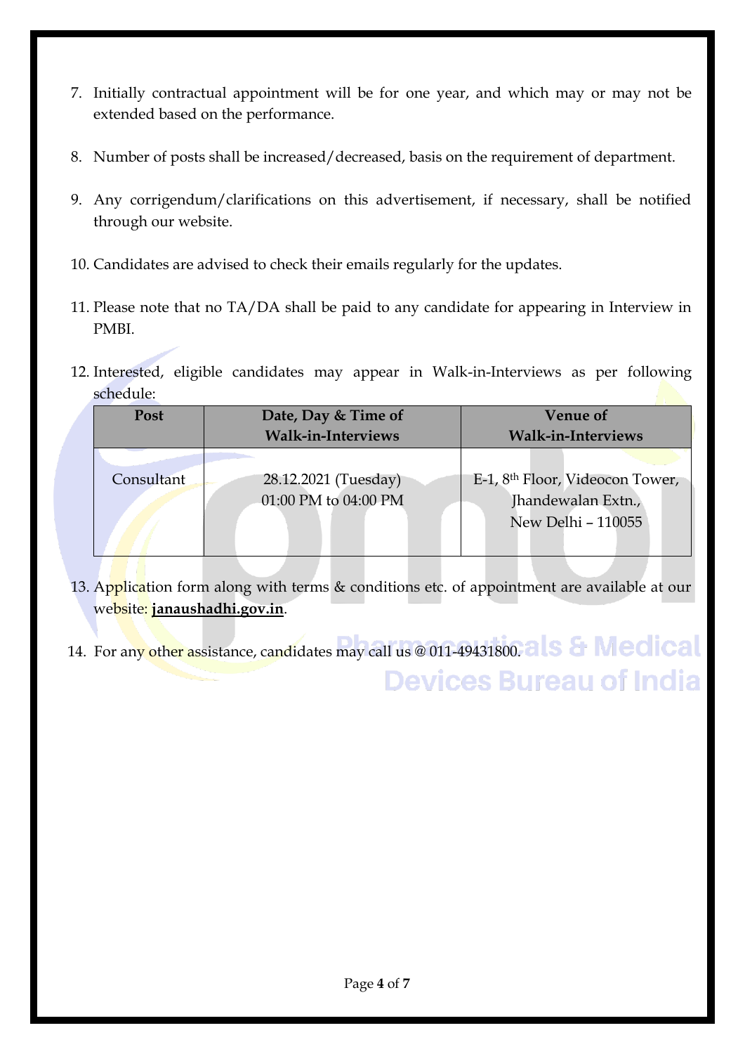7. Initially contractual appointment will be for one year, and which may or may not be extended based on the performance.

8. Number of posts shall be increased/decreased, basis on the requirement of department.

9. Any corrigendum/clarifications on this advertisement, if necessary, shall be notified through our website.

10. Candidates are advised to check their emails regularly for the updates.

11. Please note that no TA/DA shall be paid to any candidate for appearing in Interview in PMBI.

12. Interested, eligible candidates may appear in Walk-in-Interviews as per following schedule:

| Post | Date, Day & Time of Walk-in-Interviews | Venue of Walk-in-Interviews |
|---|---|---|
| Consultant | 28.12.2021 (Tuesday) 01:00 PM to 04:00 PM | E-1, 8th Floor, Videocon Tower, Jhandewalan Extn., New Delhi – 110055 |

13. Application form along with terms & conditions etc. of appointment are available at our website: **janaushadhi.gov.in**.

14. For any other assistance, candidates may call us @ 011-49431800.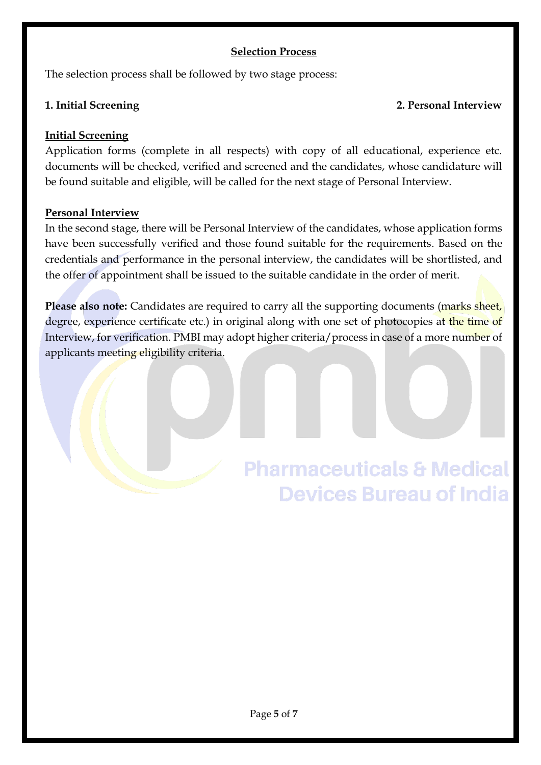## Selection Process

The selection process shall be followed by two stage process:

**1. Initial Screening** **2. Personal Interview**

### Initial Screening

Application forms (complete in all respects) with copy of all educational, experience etc. documents will be checked, verified and screened and the candidates, whose candidature will be found suitable and eligible, will be called for the next stage of Personal Interview.

### Personal Interview

In the second stage, there will be Personal Interview of the candidates, whose application forms have been successfully verified and those found suitable for the requirements. Based on the credentials and performance in the personal interview, the candidates will be shortlisted, and the offer of appointment shall be issued to the suitable candidate in the order of merit.

**Please also note:** Candidates are required to carry all the supporting documents (marks sheet, degree, experience certificate etc.) in original along with one set of photocopies at the time of Interview, for verification. PMBI may adopt higher criteria/process in case of a more number of applicants meeting eligibility criteria.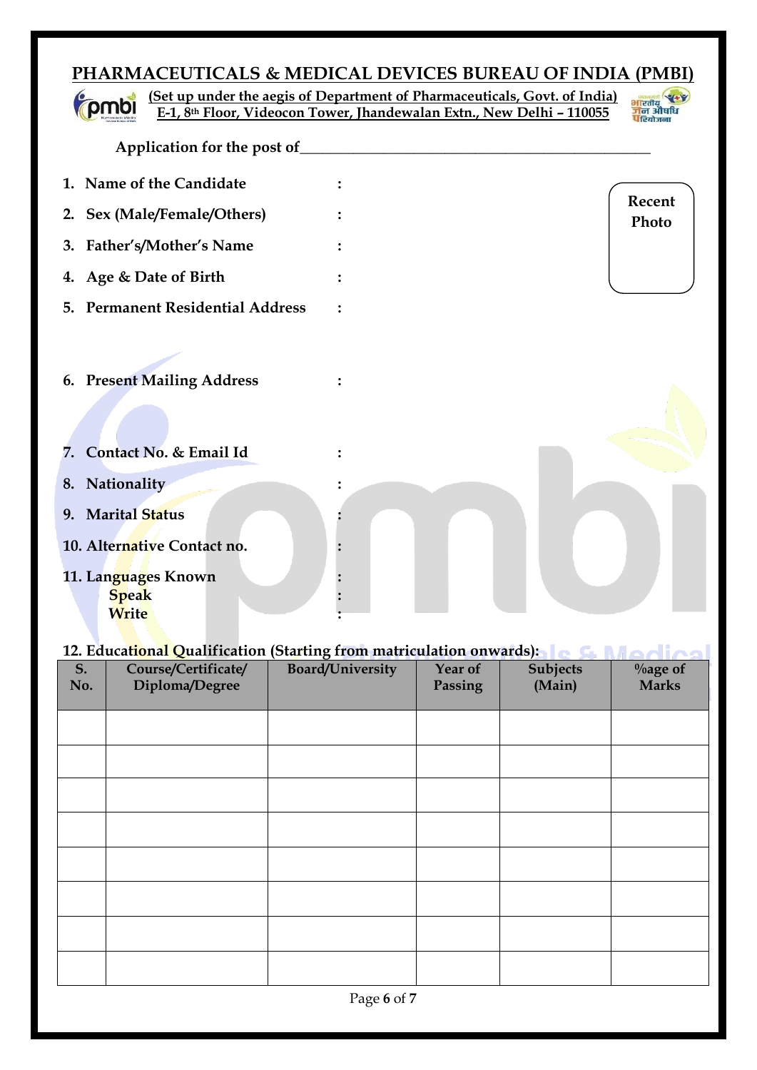# PHARMACEUTICALS & MEDICAL DEVICES BUREAU OF INDIA (PMBI)

**(Set up under the aegis of Department of Pharmaceuticals, Govt. of India)**
**E-1, 8th Floor, Videocon Tower, Jhandewalan Extn., New Delhi – 110055**

**Application for the post of**\_\_\_\_\_\_\_\_\_\_\_\_\_\_\_\_\_\_\_\_\_\_\_\_\_\_\_\_\_\_\_\_\_\_\_\_\_\_\_\_\_\_\_\_\_\_\_\_

**Recent Photo**

1. **Name of the Candidate** :
2. **Sex (Male/Female/Others)** :
3. **Father's/Mother's Name** :
4. **Age & Date of Birth** :
5. **Permanent Residential Address** :

6. **Present Mailing Address** :

7. **Contact No. & Email Id** :
8. **Nationality** :
9. **Marital Status** :
10. **Alternative Contact no.** :
11. **Languages Known** :
    - **Speak** :
    - **Write** :

**12. Educational Qualification (Starting from matriculation onwards):**

| S. No. | Course/Certificate/ Diploma/Degree | Board/University | Year of Passing | Subjects (Main) | %age of Marks |
|---|---|---|---|---|---|
| | | | | | |
| | | | | | |
| | | | | | |
| | | | | | |
| | | | | | |
| | | | | | |
| | | | | | |
| | | | | | |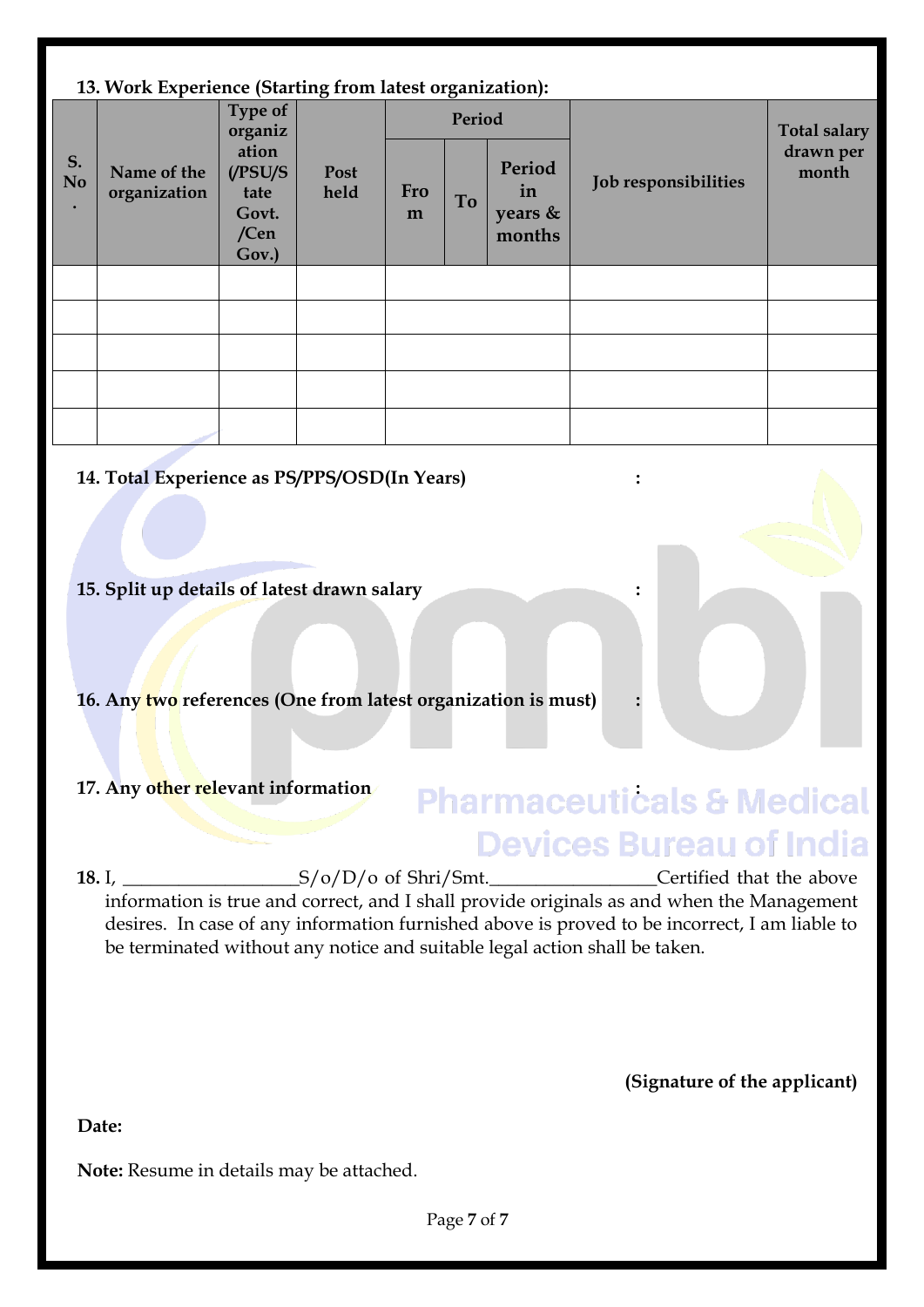**13. Work Experience (Starting from latest organization):**

| S. No. | Name of the organization | Type of organization (/PSU/State Govt. /Cen Gov.) | Post held | Period | | | Job responsibilities | Total salary drawn per month |
|---|---|---|---|---|---|---|---|---|
| | | | | From | To | Period in years & months | | |
| | | | | | | | | |
| | | | | | | | | |
| | | | | | | | | |
| | | | | | | | | |
| | | | | | | | | |

**14. Total Experience as PS/PPS/OSD(In Years)** :

**15. Split up details of latest drawn salary** :

**16. Any two references (One from latest organization is must)** :

**17. Any other relevant information** :

**18.** I, ___________________S/o/D/o of Shri/Smt.__________________Certified that the above information is true and correct, and I shall provide originals as and when the Management desires. In case of any information furnished above is proved to be incorrect, I am liable to be terminated without any notice and suitable legal action shall be taken.

**(Signature of the applicant)**

**Date:**

**Note:** Resume in details may be attached.